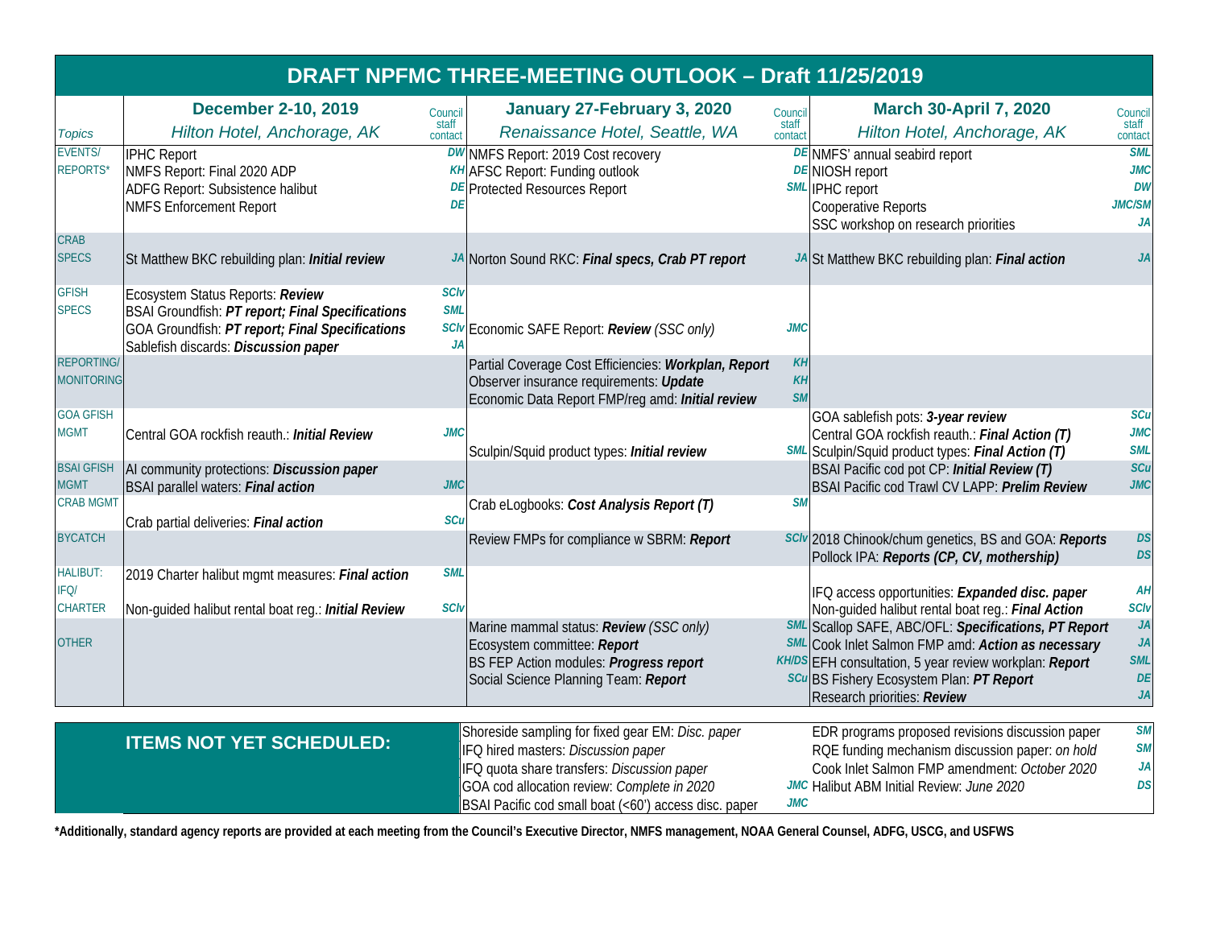# DRAFT NPFMC THREE-MEETING OUTLOOK – Draft 11/25/2019

| Topics | **December 2-10, 2019** *Hilton Hotel, Anchorage, AK* | Council staff contact | **January 27-February 3, 2020** *Renaissance Hotel, Seattle, WA* | Council staff contact | **March 30-April 7, 2020** *Hilton Hotel, Anchorage, AK* | Council staff contact |
|---|---|---|---|---|---|---|
| EVENTS/ REPORTS* | IPHC Report<br>NMFS Report: Final 2020 ADP<br>ADFG Report: Subsistence halibut<br>NMFS Enforcement Report | DW<br>KH<br>DE<br>DE | NMFS Report: 2019 Cost recovery<br>AFSC Report: Funding outlook<br>Protected Resources Report | DE<br>DE<br>SML | NMFS' annual seabird report<br>NIOSH report<br>IPHC report<br>Cooperative Reports<br>SSC workshop on research priorities | SML<br>JMC<br>DW<br>JMC/SM<br>JA |
| CRAB SPECS | St Matthew BKC rebuilding plan: ***Initial review*** | JA | Norton Sound RKC: ***Final specs, Crab PT report*** | JA | St Matthew BKC rebuilding plan: ***Final action*** | JA |
| GFISH SPECS | Ecosystem Status Reports: ***Review***<br>BSAI Groundfish: ***PT report; Final Specifications***<br>GOA Groundfish: ***PT report; Final Specifications***<br>Sablefish discards: ***Discussion paper*** | SCIv<br>SML<br>SCIv<br>JA | Economic SAFE Report: ***Review*** *(SSC only)* | JMC | | |
| REPORTING/ MONITORING | | | Partial Coverage Cost Efficiencies: ***Workplan, Report***<br>Observer insurance requirements: ***Update***<br>Economic Data Report FMP/reg amd: ***Initial review*** | KH<br>KH<br>SM | | |
| GOA GFISH MGMT | Central GOA rockfish reauth.: ***Initial Review*** | JMC | Sculpin/Squid product types: ***Initial review*** | SML | GOA sablefish pots: ***3-year review***<br>Central GOA rockfish reauth.: ***Final Action (T)***<br>Sculpin/Squid product types: ***Final Action (T)*** | SCu<br>JMC<br>SML |
| BSAI GFISH MGMT | AI community protections: ***Discussion paper***<br>BSAI parallel waters: ***Final action*** | JMC | | | BSAI Pacific cod pot CP: ***Initial Review (T)***<br>BSAI Pacific cod Trawl CV LAPP: ***Prelim Review*** | SCu<br>JMC |
| CRAB MGMT | Crab partial deliveries: ***Final action*** | SCu | Crab eLogbooks: ***Cost Analysis Report (T)*** | SM | | |
| BYCATCH | | | Review FMPs for compliance w SBRM: ***Report*** | SCIv | 2018 Chinook/chum genetics, BS and GOA: ***Reports***<br>Pollock IPA: ***Reports (CP, CV, mothership)*** | DS<br>DS |
| HALIBUT: IFQ/ CHARTER | 2019 Charter halibut mgmt measures: ***Final action***<br>Non-guided halibut rental boat reg.: ***Initial Review*** | SML<br>SCIv | | | IFQ access opportunities: ***Expanded disc. paper***<br>Non-guided halibut rental boat reg.: ***Final Action*** | AH<br>SCIv |
| OTHER | | | Marine mammal status: ***Review*** *(SSC only)*<br>Ecosystem committee: ***Report***<br>BS FEP Action modules: ***Progress report***<br>Social Science Planning Team: ***Report*** | SML<br>SML<br>KH/DS<br>SCu | Scallop SAFE, ABC/OFL: ***Specifications, PT Report***<br>Cook Inlet Salmon FMP amd: ***Action as necessary***<br>EFH consultation, 5 year review workplan: ***Report***<br>BS Fishery Ecosystem Plan: ***PT Report***<br>Research priorities: ***Review*** | JA<br>JA<br>SML<br>DE<br>JA |

| ITEMS NOT YET SCHEDULED: | | | | |
|---|---|---|---|---|
| | Shoreside sampling for fixed gear EM: *Disc. paper* | | EDR programs proposed revisions discussion paper | SM |
| | IFQ hired masters: *Discussion paper* | | RQE funding mechanism discussion paper: *on hold* | SM |
| | IFQ quota share transfers: *Discussion paper* | | Cook Inlet Salmon FMP amendment: *October 2020* | JA |
| | GOA cod allocation review: *Complete in 2020* | JMC | Halibut ABM Initial Review: *June 2020* | DS |
| | BSAI Pacific cod small boat (<60') access disc. paper | JMC | | |

**\*Additionally, standard agency reports are provided at each meeting from the Council's Executive Director, NMFS management, NOAA General Counsel, ADFG, USCG, and USFWS**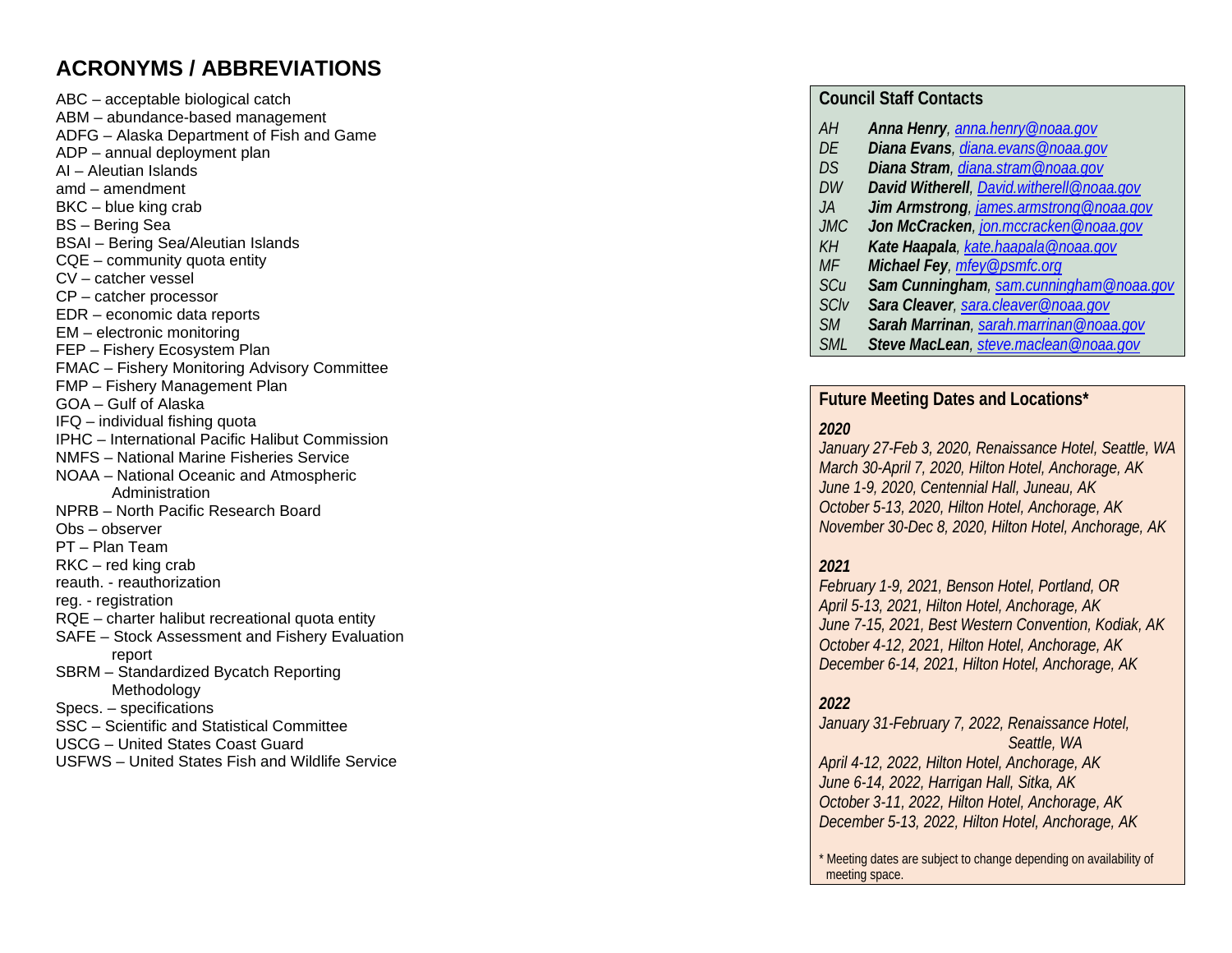# ACRONYMS / ABBREVIATIONS

ABC – acceptable biological catch
ABM – abundance-based management
ADFG – Alaska Department of Fish and Game
ADP – annual deployment plan
AI – Aleutian Islands
amd – amendment
BKC – blue king crab
BS – Bering Sea
BSAI – Bering Sea/Aleutian Islands
CQE – community quota entity
CV – catcher vessel
CP – catcher processor
EDR – economic data reports
EM – electronic monitoring
FEP – Fishery Ecosystem Plan
FMAC – Fishery Monitoring Advisory Committee
FMP – Fishery Management Plan
GOA – Gulf of Alaska
IFQ – individual fishing quota
IPHC – International Pacific Halibut Commission
NMFS – National Marine Fisheries Service
NOAA – National Oceanic and Atmospheric Administration
NPRB – North Pacific Research Board
Obs – observer
PT – Plan Team
RKC – red king crab
reauth. - reauthorization
reg. - registration
RQE – charter halibut recreational quota entity
SAFE – Stock Assessment and Fishery Evaluation report
SBRM – Standardized Bycatch Reporting Methodology
Specs. – specifications
SSC – Scientific and Statistical Committee
USCG – United States Coast Guard
USFWS – United States Fish and Wildlife Service

## Council Staff Contacts

| | |
|---|---|
| *AH* | ***Anna Henry***, *anna.henry@noaa.gov* |
| *DE* | ***Diana Evans***, *diana.evans@noaa.gov* |
| *DS* | ***Diana Stram***, *diana.stram@noaa.gov* |
| *DW* | ***David Witherell***, *David.witherell@noaa.gov* |
| *JA* | ***Jim Armstrong***, *james.armstrong@noaa.gov* |
| *JMC* | ***Jon McCracken***, *jon.mccracken@noaa.gov* |
| *KH* | ***Kate Haapala***, *kate.haapala@noaa.gov* |
| *MF* | ***Michael Fey***, *mfey@psmfc.org* |
| *SCu* | ***Sam Cunningham***, *sam.cunningham@noaa.gov* |
| *SClv* | ***Sara Cleaver***, *sara.cleaver@noaa.gov* |
| *SM* | ***Sarah Marrinan***, *sarah.marrinan@noaa.gov* |
| *SML* | ***Steve MacLean***, *steve.maclean@noaa.gov* |

## Future Meeting Dates and Locations*

***2020***

*January 27-Feb 3, 2020, Renaissance Hotel, Seattle, WA*
*March 30-April 7, 2020, Hilton Hotel, Anchorage, AK*
*June 1-9, 2020, Centennial Hall, Juneau, AK*
*October 5-13, 2020, Hilton Hotel, Anchorage, AK*
*November 30-Dec 8, 2020, Hilton Hotel, Anchorage, AK*

***2021***

*February 1-9, 2021, Benson Hotel, Portland, OR*
*April 5-13, 2021, Hilton Hotel, Anchorage, AK*
*June 7-15, 2021, Best Western Convention, Kodiak, AK*
*October 4-12, 2021, Hilton Hotel, Anchorage, AK*
*December 6-14, 2021, Hilton Hotel, Anchorage, AK*

***2022***

*January 31-February 7, 2022, Renaissance Hotel, Seattle, WA*
*April 4-12, 2022, Hilton Hotel, Anchorage, AK*
*June 6-14, 2022, Harrigan Hall, Sitka, AK*
*October 3-11, 2022, Hilton Hotel, Anchorage, AK*
*December 5-13, 2022, Hilton Hotel, Anchorage, AK*

* Meeting dates are subject to change depending on availability of meeting space.